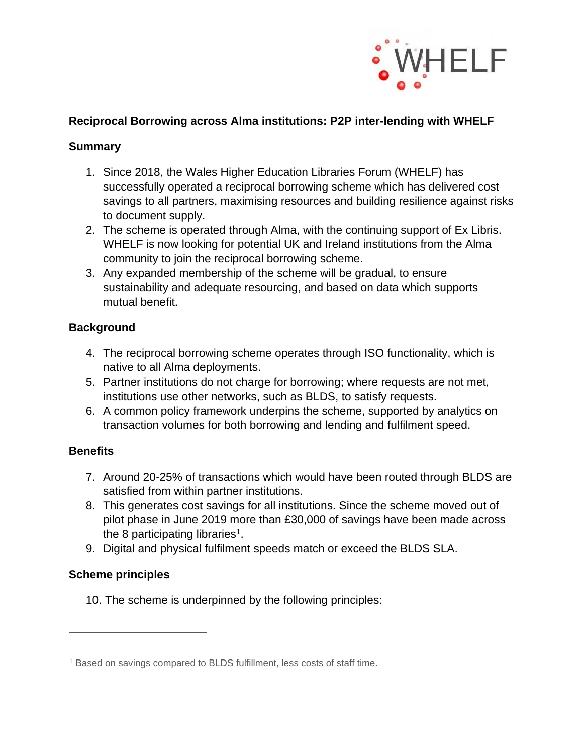**Reciprocal Borrowing across Alma institutions: P2P inter-lending with WHELF**

**Summary**

1. Since 2018, the Wales Higher Education Libraries Forum (WHELF) has successfully operated a reciprocal borrowing scheme which has delivered cost savings to all partners, maximising resources and building resilience against risks to document supply.
2. The scheme is operated through Alma, with the continuing support of Ex Libris. WHELF is now looking for potential UK and Ireland institutions from the Alma community to join the reciprocal borrowing scheme.
3. Any expanded membership of the scheme will be gradual, to ensure sustainability and adequate resourcing, and based on data which supports mutual benefit.

**Background**

4. The reciprocal borrowing scheme operates through ISO functionality, which is native to all Alma deployments.
5. Partner institutions do not charge for borrowing; where requests are not met, institutions use other networks, such as BLDS, to satisfy requests.
6. A common policy framework underpins the scheme, supported by analytics on transaction volumes for both borrowing and lending and fulfilment speed.

**Benefits**

7. Around 20-25% of transactions which would have been routed through BLDS are satisfied from within partner institutions.
8. This generates cost savings for all institutions. Since the scheme moved out of pilot phase in June 2019 more than £30,000 of savings have been made across the 8 participating libraries[1].
9. Digital and physical fulfilment speeds match or exceed the BLDS SLA.

**Scheme principles**

10. The scheme is underpinned by the following principles:

---

[1] Based on savings compared to BLDS fulfillment, less costs of staff time.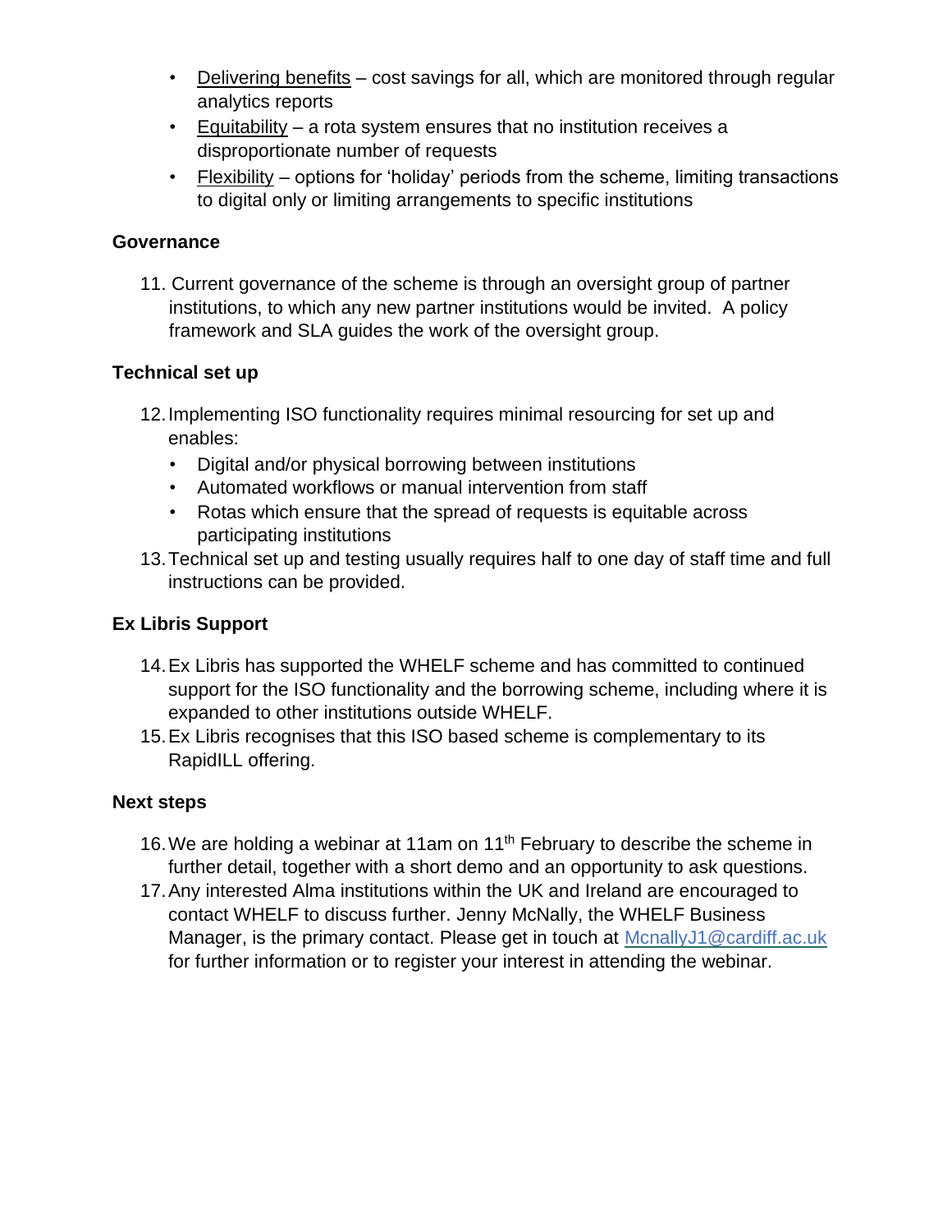- Delivering benefits – cost savings for all, which are monitored through regular analytics reports
- Equitability – a rota system ensures that no institution receives a disproportionate number of requests
- Flexibility – options for 'holiday' periods from the scheme, limiting transactions to digital only or limiting arrangements to specific institutions

## Governance

11. Current governance of the scheme is through an oversight group of partner institutions, to which any new partner institutions would be invited. A policy framework and SLA guides the work of the oversight group.

## Technical set up

12. Implementing ISO functionality requires minimal resourcing for set up and enables:
    - Digital and/or physical borrowing between institutions
    - Automated workflows or manual intervention from staff
    - Rotas which ensure that the spread of requests is equitable across participating institutions
13. Technical set up and testing usually requires half to one day of staff time and full instructions can be provided.

## Ex Libris Support

14. Ex Libris has supported the WHELF scheme and has committed to continued support for the ISO functionality and the borrowing scheme, including where it is expanded to other institutions outside WHELF.
15. Ex Libris recognises that this ISO based scheme is complementary to its RapidILL offering.

## Next steps

16. We are holding a webinar at 11am on 11th February to describe the scheme in further detail, together with a short demo and an opportunity to ask questions.
17. Any interested Alma institutions within the UK and Ireland are encouraged to contact WHELF to discuss further. Jenny McNally, the WHELF Business Manager, is the primary contact. Please get in touch at McnallyJ1@cardiff.ac.uk for further information or to register your interest in attending the webinar.